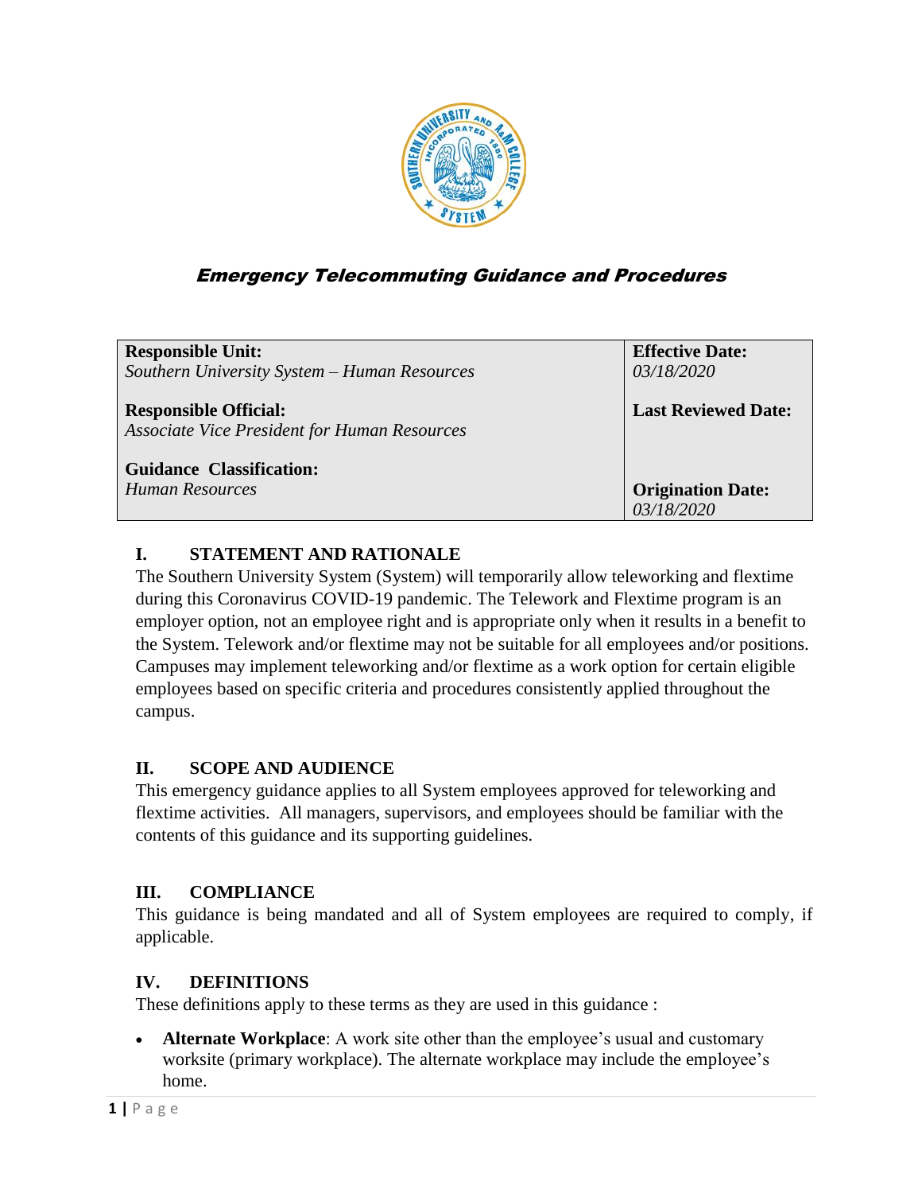# *Emergency Telecommuting Guidance and Procedures*

| | |
|---|---|
| **Responsible Unit:**<br>*Southern University System – Human Resources* | **Effective Date:**<br>*03/18/2020* |
| **Responsible Official:**<br>*Associate Vice President for Human Resources* | **Last Reviewed Date:** |
| **Guidance Classification:**<br>*Human Resources* | **Origination Date:**<br>*03/18/2020* |

## I. STATEMENT AND RATIONALE

The Southern University System (System) will temporarily allow teleworking and flextime during this Coronavirus COVID-19 pandemic. The Telework and Flextime program is an employer option, not an employee right and is appropriate only when it results in a benefit to the System. Telework and/or flextime may not be suitable for all employees and/or positions. Campuses may implement teleworking and/or flextime as a work option for certain eligible employees based on specific criteria and procedures consistently applied throughout the campus.

## II. SCOPE AND AUDIENCE

This emergency guidance applies to all System employees approved for teleworking and flextime activities. All managers, supervisors, and employees should be familiar with the contents of this guidance and its supporting guidelines.

## III. COMPLIANCE

This guidance is being mandated and all of System employees are required to comply, if applicable.

## IV. DEFINITIONS

These definitions apply to these terms as they are used in this guidance :

- **Alternate Workplace**: A work site other than the employee's usual and customary worksite (primary workplace). The alternate workplace may include the employee's home.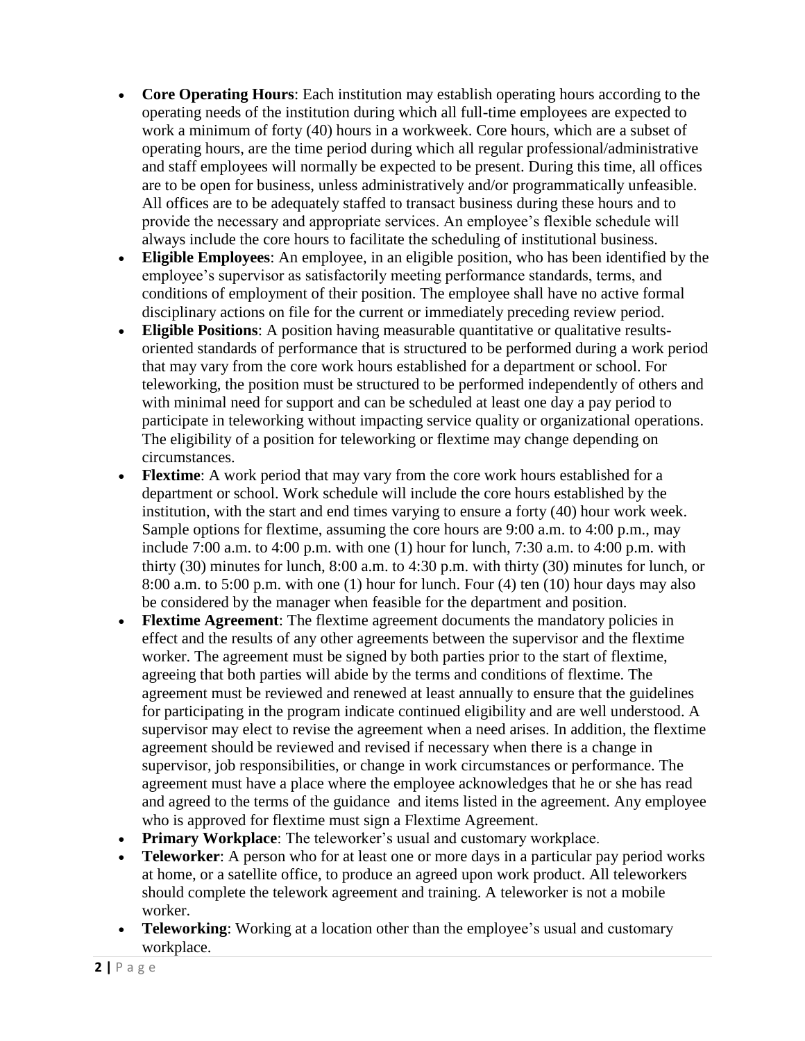- **Core Operating Hours**: Each institution may establish operating hours according to the operating needs of the institution during which all full-time employees are expected to work a minimum of forty (40) hours in a workweek. Core hours, which are a subset of operating hours, are the time period during which all regular professional/administrative and staff employees will normally be expected to be present. During this time, all offices are to be open for business, unless administratively and/or programmatically unfeasible. All offices are to be adequately staffed to transact business during these hours and to provide the necessary and appropriate services. An employee's flexible schedule will always include the core hours to facilitate the scheduling of institutional business.
- **Eligible Employees**: An employee, in an eligible position, who has been identified by the employee's supervisor as satisfactorily meeting performance standards, terms, and conditions of employment of their position. The employee shall have no active formal disciplinary actions on file for the current or immediately preceding review period.
- **Eligible Positions**: A position having measurable quantitative or qualitative results-oriented standards of performance that is structured to be performed during a work period that may vary from the core work hours established for a department or school. For teleworking, the position must be structured to be performed independently of others and with minimal need for support and can be scheduled at least one day a pay period to participate in teleworking without impacting service quality or organizational operations. The eligibility of a position for teleworking or flextime may change depending on circumstances.
- **Flextime**: A work period that may vary from the core work hours established for a department or school. Work schedule will include the core hours established by the institution, with the start and end times varying to ensure a forty (40) hour work week. Sample options for flextime, assuming the core hours are 9:00 a.m. to 4:00 p.m., may include 7:00 a.m. to 4:00 p.m. with one (1) hour for lunch, 7:30 a.m. to 4:00 p.m. with thirty (30) minutes for lunch, 8:00 a.m. to 4:30 p.m. with thirty (30) minutes for lunch, or 8:00 a.m. to 5:00 p.m. with one (1) hour for lunch. Four (4) ten (10) hour days may also be considered by the manager when feasible for the department and position.
- **Flextime Agreement**: The flextime agreement documents the mandatory policies in effect and the results of any other agreements between the supervisor and the flextime worker. The agreement must be signed by both parties prior to the start of flextime, agreeing that both parties will abide by the terms and conditions of flextime. The agreement must be reviewed and renewed at least annually to ensure that the guidelines for participating in the program indicate continued eligibility and are well understood. A supervisor may elect to revise the agreement when a need arises. In addition, the flextime agreement should be reviewed and revised if necessary when there is a change in supervisor, job responsibilities, or change in work circumstances or performance. The agreement must have a place where the employee acknowledges that he or she has read and agreed to the terms of the guidance and items listed in the agreement. Any employee who is approved for flextime must sign a Flextime Agreement.
- **Primary Workplace**: The teleworker's usual and customary workplace.
- **Teleworker**: A person who for at least one or more days in a particular pay period works at home, or a satellite office, to produce an agreed upon work product. All teleworkers should complete the telework agreement and training. A teleworker is not a mobile worker.
- **Teleworking**: Working at a location other than the employee's usual and customary workplace.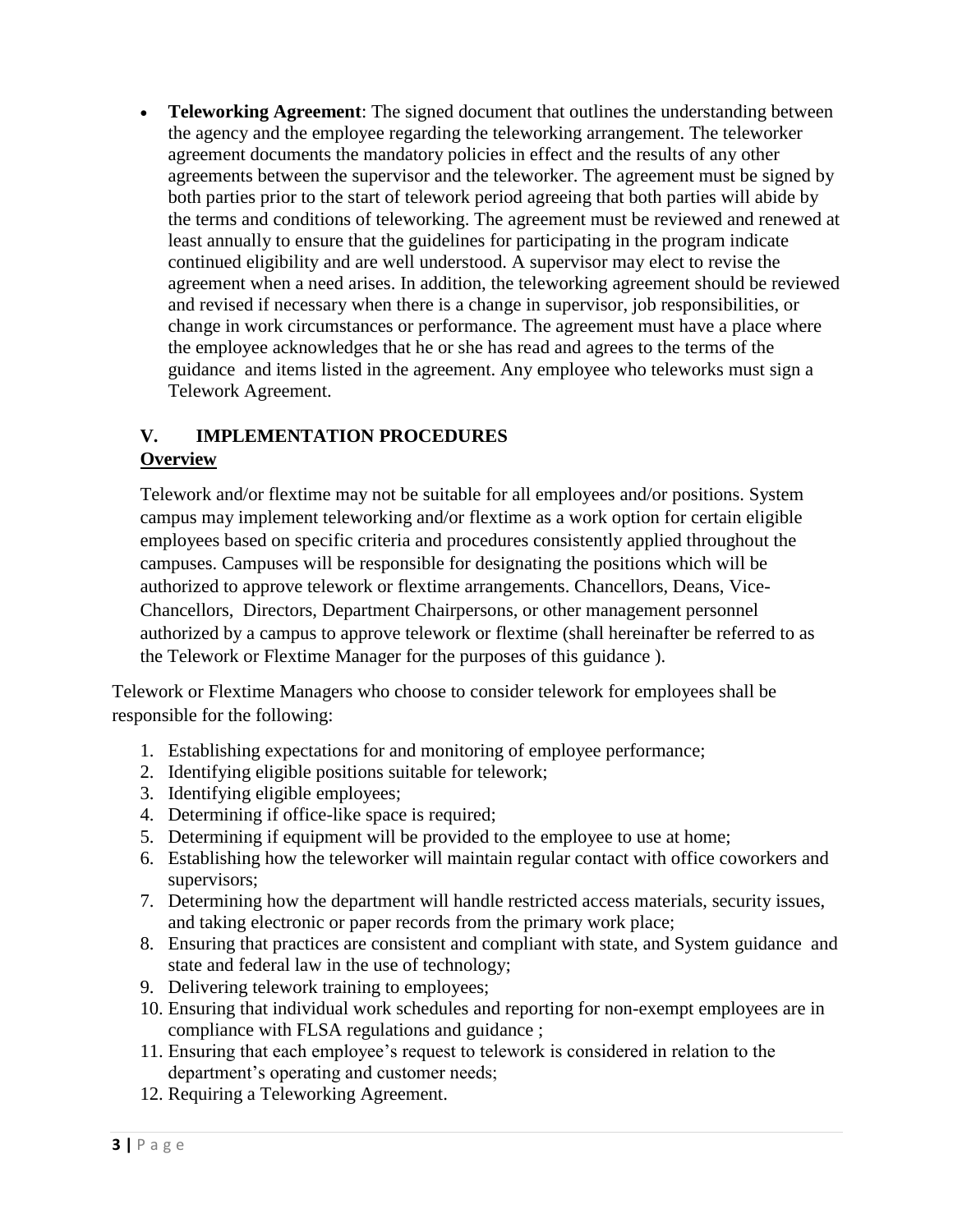- **Teleworking Agreement**: The signed document that outlines the understanding between the agency and the employee regarding the teleworking arrangement. The teleworker agreement documents the mandatory policies in effect and the results of any other agreements between the supervisor and the teleworker. The agreement must be signed by both parties prior to the start of telework period agreeing that both parties will abide by the terms and conditions of teleworking. The agreement must be reviewed and renewed at least annually to ensure that the guidelines for participating in the program indicate continued eligibility and are well understood. A supervisor may elect to revise the agreement when a need arises. In addition, the teleworking agreement should be reviewed and revised if necessary when there is a change in supervisor, job responsibilities, or change in work circumstances or performance. The agreement must have a place where the employee acknowledges that he or she has read and agrees to the terms of the guidance and items listed in the agreement. Any employee who teleworks must sign a Telework Agreement.

## V. IMPLEMENTATION PROCEDURES

**Overview**

Telework and/or flextime may not be suitable for all employees and/or positions. System campus may implement teleworking and/or flextime as a work option for certain eligible employees based on specific criteria and procedures consistently applied throughout the campuses. Campuses will be responsible for designating the positions which will be authorized to approve telework or flextime arrangements. Chancellors, Deans, Vice-Chancellors, Directors, Department Chairpersons, or other management personnel authorized by a campus to approve telework or flextime (shall hereinafter be referred to as the Telework or Flextime Manager for the purposes of this guidance ).

Telework or Flextime Managers who choose to consider telework for employees shall be responsible for the following:

1. Establishing expectations for and monitoring of employee performance;
2. Identifying eligible positions suitable for telework;
3. Identifying eligible employees;
4. Determining if office-like space is required;
5. Determining if equipment will be provided to the employee to use at home;
6. Establishing how the teleworker will maintain regular contact with office coworkers and supervisors;
7. Determining how the department will handle restricted access materials, security issues, and taking electronic or paper records from the primary work place;
8. Ensuring that practices are consistent and compliant with state, and System guidance and state and federal law in the use of technology;
9. Delivering telework training to employees;
10. Ensuring that individual work schedules and reporting for non-exempt employees are in compliance with FLSA regulations and guidance ;
11. Ensuring that each employee's request to telework is considered in relation to the department's operating and customer needs;
12. Requiring a Teleworking Agreement.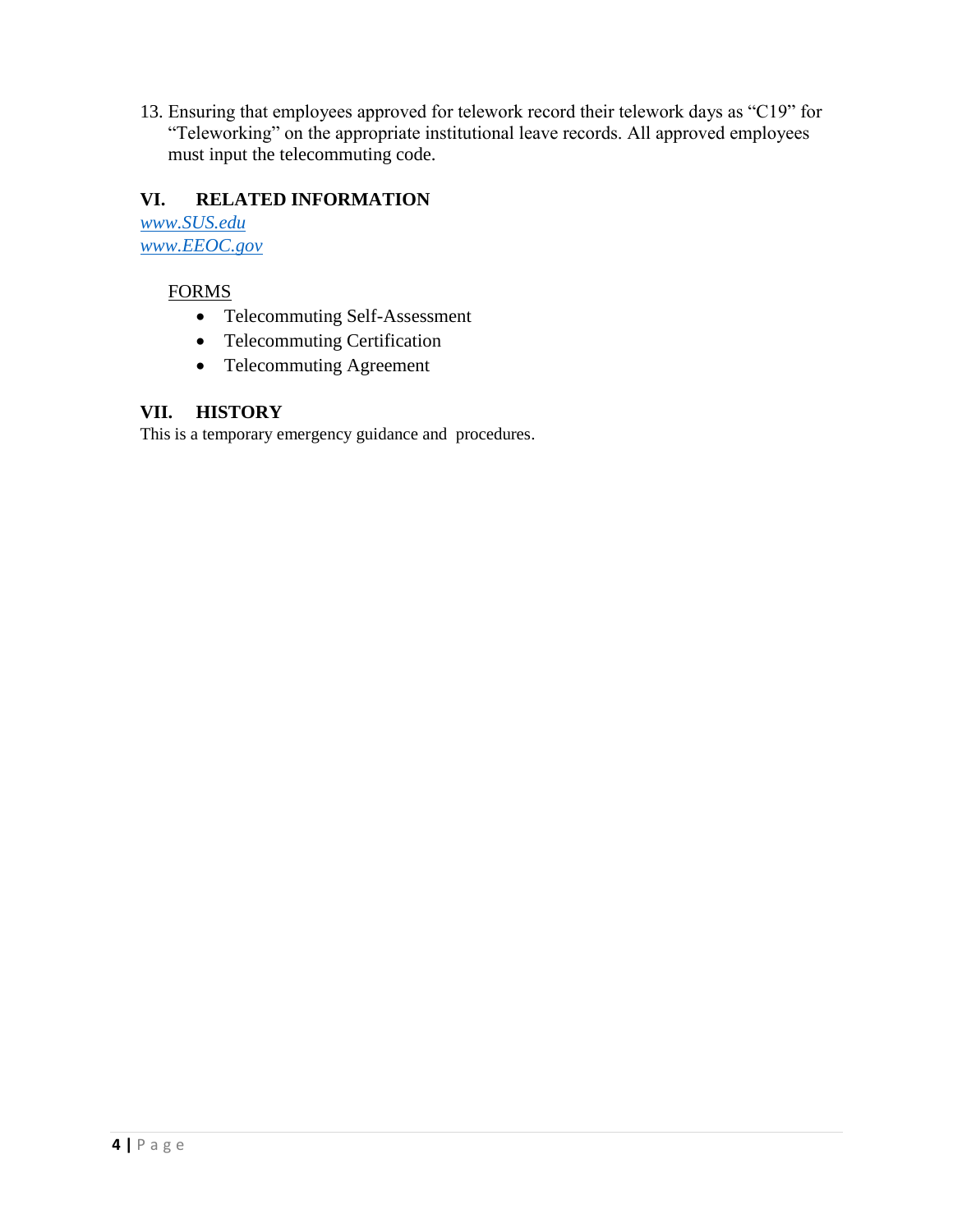13. Ensuring that employees approved for telework record their telework days as "C19" for "Teleworking" on the appropriate institutional leave records. All approved employees must input the telecommuting code.

## VI. RELATED INFORMATION

*www.SUS.edu*
*www.EEOC.gov*

FORMS

- Telecommuting Self-Assessment
- Telecommuting Certification
- Telecommuting Agreement

## VII. HISTORY

This is a temporary emergency guidance and procedures.